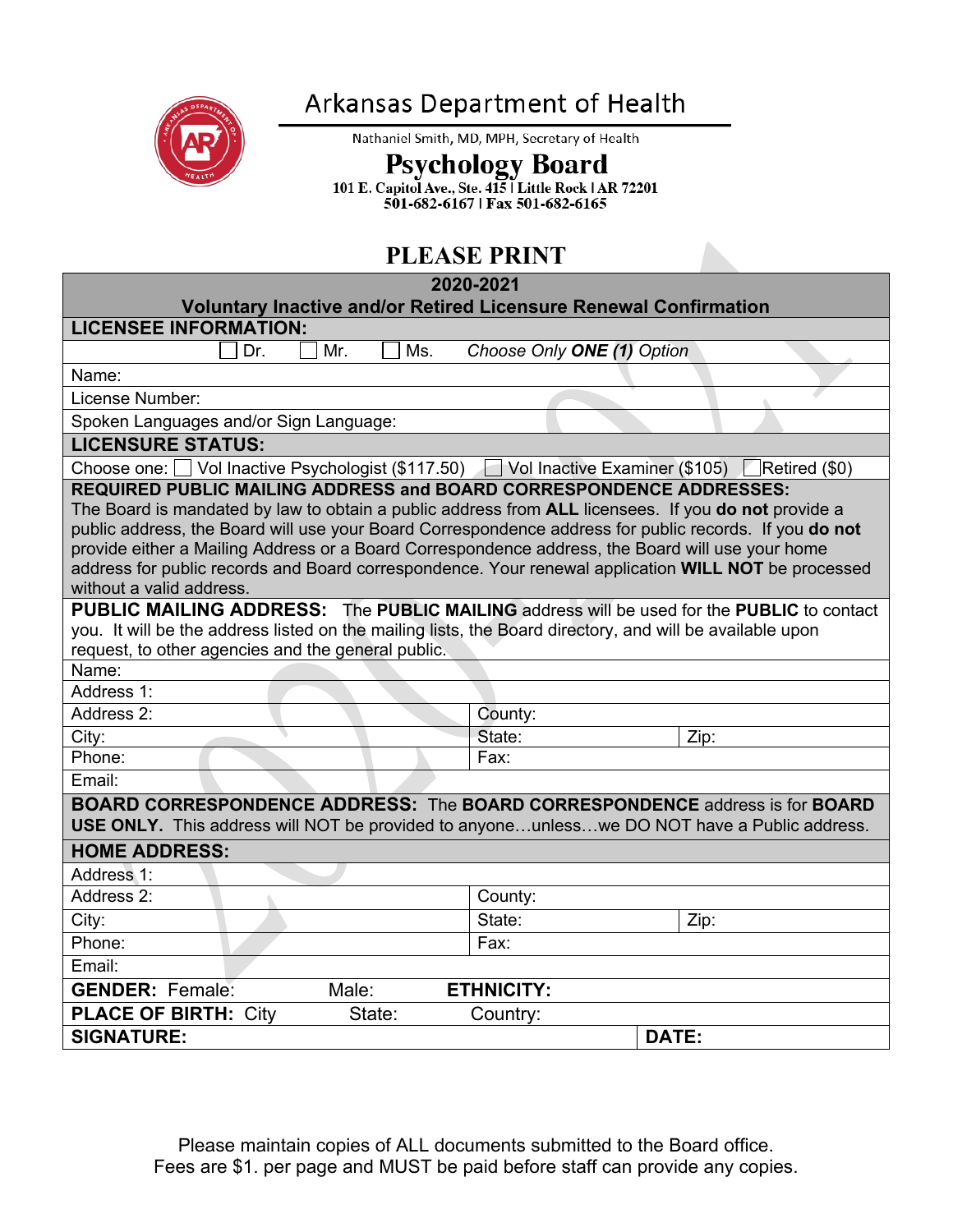# Arkansas Department of Health

Nathaniel Smith, MD, MPH, Secretary of Health

## Psychology Board

101 E. Capitol Ave., Ste. 415 | Little Rock | AR 72201
501-682-6167 | Fax 501-682-6165

## PLEASE PRINT

**2020-2021**
**Voluntary Inactive and/or Retired Licensure Renewal Confirmation**

**LICENSEE INFORMATION:**

☐ Dr. ☐ Mr. ☐ Ms. *Choose Only **ONE (1)** Option*

Name:

License Number:

Spoken Languages and/or Sign Language:

**LICENSURE STATUS:**

Choose one: ☐ Vol Inactive Psychologist ($117.50) ☐ Vol Inactive Examiner ($105) ☐ Retired ($0)

**REQUIRED PUBLIC MAILING ADDRESS and BOARD CORRESPONDENCE ADDRESSES:**
The Board is mandated by law to obtain a public address from **ALL** licensees. If you **do not** provide a public address, the Board will use your Board Correspondence address for public records. If you **do not** provide either a Mailing Address or a Board Correspondence address, the Board will use your home address for public records and Board correspondence. Your renewal application **WILL NOT** be processed without a valid address.

**PUBLIC MAILING ADDRESS:** The **PUBLIC MAILING** address will be used for the **PUBLIC** to contact you. It will be the address listed on the mailing lists, the Board directory, and will be available upon request, to other agencies and the general public.

| | | |
|---|---|---|
| Name: | | |
| Address 1: | | |
| Address 2: | County: | |
| City: | State: | Zip: |
| Phone: | Fax: | |
| Email: | | |

**BOARD CORRESPONDENCE ADDRESS:** The **BOARD CORRESPONDENCE** address is for **BOARD USE ONLY.** This address will NOT be provided to anyone…unless…we DO NOT have a Public address.

**HOME ADDRESS:**

| | | |
|---|---|---|
| Address 1: | | |
| Address 2: | County: | |
| City: | State: | Zip: |
| Phone: | Fax: | |
| Email: | | |

**GENDER:** Female: Male: **ETHNICITY:**

**PLACE OF BIRTH:** City State: Country:

**SIGNATURE:** **DATE:**

Please maintain copies of ALL documents submitted to the Board office.
Fees are $1. per page and MUST be paid before staff can provide any copies.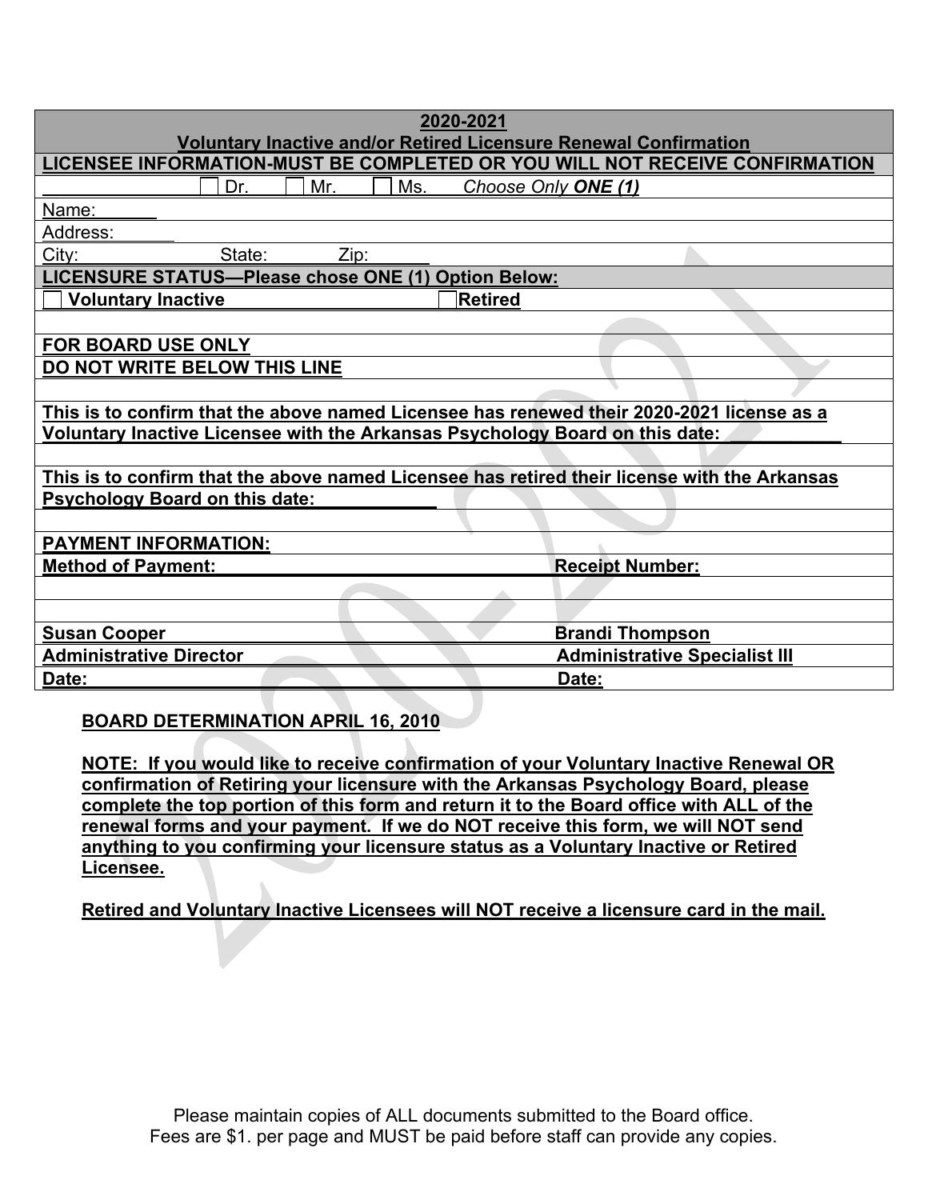## 2020-2021

## Voluntary Inactive and/or Retired Licensure Renewal Confirmation

**LICENSEE INFORMATION-MUST BE COMPLETED OR YOU WILL NOT RECEIVE CONFIRMATION**

☐ Dr. ☐ Mr. ☐ Ms. *Choose Only **ONE (1)***

Name:

Address:

City: State: Zip:

**LICENSURE STATUS—Please chose ONE (1) Option Below:**

☐ **Voluntary Inactive** ☐ **Retired**

**FOR BOARD USE ONLY**

**DO NOT WRITE BELOW THIS LINE**

**This is to confirm that the above named Licensee has renewed their 2020-2021 license as a Voluntary Inactive Licensee with the Arkansas Psychology Board on this date: ___________**

**This is to confirm that the above named Licensee has retired their license with the Arkansas Psychology Board on this date: ___________**

**PAYMENT INFORMATION:**

**Method of Payment:** **Receipt Number:**

| | |
|---|---|
| **Susan Cooper** | **Brandi Thompson** |
| **Administrative Director** | **Administrative Specialist III** |
| **Date:** | **Date:** |

**BOARD DETERMINATION APRIL 16, 2010**

**NOTE: If you would like to receive confirmation of your Voluntary Inactive Renewal OR confirmation of Retiring your licensure with the Arkansas Psychology Board, please complete the top portion of this form and return it to the Board office with ALL of the renewal forms and your payment. If we do NOT receive this form, we will NOT send anything to you confirming your licensure status as a Voluntary Inactive or Retired Licensee.**

**Retired and Voluntary Inactive Licensees will NOT receive a licensure card in the mail.**

Please maintain copies of ALL documents submitted to the Board office.
Fees are $1. per page and MUST be paid before staff can provide any copies.